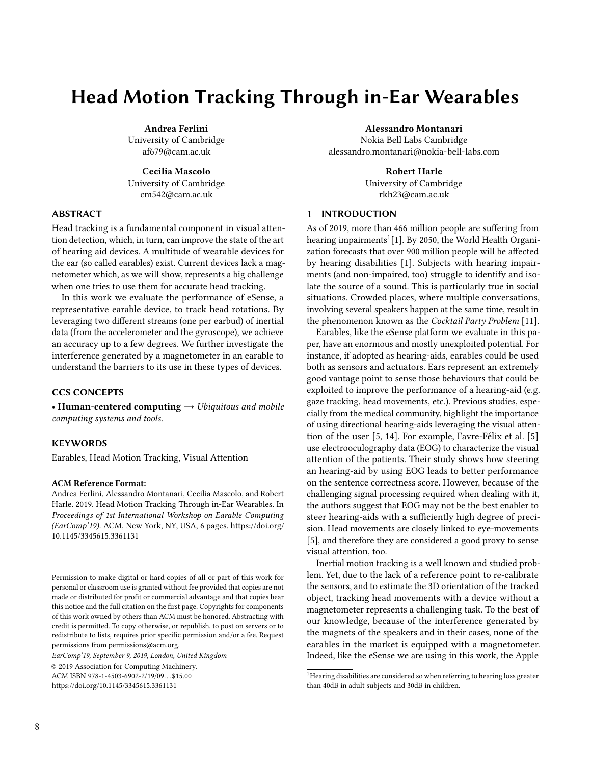# Head Motion Tracking Through in-Ear Wearables

**Andrea Ferlini**
University of Cambridge
af679@cam.ac.uk

**Alessandro Montanari**
Nokia Bell Labs Cambridge
alessandro.montanari@nokia-bell-labs.com

**Cecilia Mascolo**
University of Cambridge
cm542@cam.ac.uk

**Robert Harle**
University of Cambridge
rkh23@cam.ac.uk

## ABSTRACT

Head tracking is a fundamental component in visual attention detection, which, in turn, can improve the state of the art of hearing aid devices. A multitude of wearable devices for the ear (so called earables) exist. Current devices lack a magnetometer which, as we will show, represents a big challenge when one tries to use them for accurate head tracking.

In this work we evaluate the performance of eSense, a representative earable device, to track head rotations. By leveraging two different streams (one per earbud) of inertial data (from the accelerometer and the gyroscope), we achieve an accuracy up to a few degrees. We further investigate the interference generated by a magnetometer in an earable to understand the barriers to its use in these types of devices.

## CCS CONCEPTS

• **Human-centered computing** → *Ubiquitous and mobile computing systems and tools.*

## KEYWORDS

Earables, Head Motion Tracking, Visual Attention

**ACM Reference Format:**
Andrea Ferlini, Alessandro Montanari, Cecilia Mascolo, and Robert Harle. 2019. Head Motion Tracking Through in-Ear Wearables. In *Proceedings of 1st International Workshop on Earable Computing (EarComp'19).* ACM, New York, NY, USA, 6 pages. https://doi.org/10.1145/3345615.3361131

Permission to make digital or hard copies of all or part of this work for personal or classroom use is granted without fee provided that copies are not made or distributed for profit or commercial advantage and that copies bear this notice and the full citation on the first page. Copyrights for components of this work owned by others than ACM must be honored. Abstracting with credit is permitted. To copy otherwise, or republish, to post on servers or to redistribute to lists, requires prior specific permission and/or a fee. Request permissions from permissions@acm.org.

*EarComp'19, September 9, 2019, London, United Kingdom*
© 2019 Association for Computing Machinery.
ACM ISBN 978-1-4503-6902-2/19/09…$15.00
https://doi.org/10.1145/3345615.3361131

## 1 INTRODUCTION

As of 2019, more than 466 million people are suffering from hearing impairments[1] [1]. By 2050, the World Health Organization forecasts that over 900 million people will be affected by hearing disabilities [1]. Subjects with hearing impairments (and non-impaired, too) struggle to identify and isolate the source of a sound. This is particularly true in social situations. Crowded places, where multiple conversations, involving several speakers happen at the same time, result in the phenomenon known as the *Cocktail Party Problem* [11].

Earables, like the eSense platform we evaluate in this paper, have an enormous and mostly unexploited potential. For instance, if adopted as hearing-aids, earables could be used both as sensors and actuators. Ears represent an extremely good vantage point to sense those behaviours that could be exploited to improve the performance of a hearing-aid (e.g. gaze tracking, head movements, etc.). Previous studies, especially from the medical community, highlight the importance of using directional hearing-aids leveraging the visual attention of the user [5, 14]. For example, Favre-Félix et al. [5] use electrooculography data (EOG) to characterize the visual attention of the patients. Their study shows how steering an hearing-aid by using EOG leads to better performance on the sentence correctness score. However, because of the challenging signal processing required when dealing with it, the authors suggest that EOG may not be the best enabler to steer hearing-aids with a sufficiently high degree of precision. Head movements are closely linked to eye-movements [5], and therefore they are considered a good proxy to sense visual attention, too.

Inertial motion tracking is a well known and studied problem. Yet, due to the lack of a reference point to re-calibrate the sensors, and to estimate the 3D orientation of the tracked object, tracking head movements with a device without a magnetometer represents a challenging task. To the best of our knowledge, because of the interference generated by the magnets of the speakers and in their cases, none of the earables in the market is equipped with a magnetometer. Indeed, like the eSense we are using in this work, the Apple

[1] Hearing disabilities are considered so when referring to hearing loss greater than 40dB in adult subjects and 30dB in children.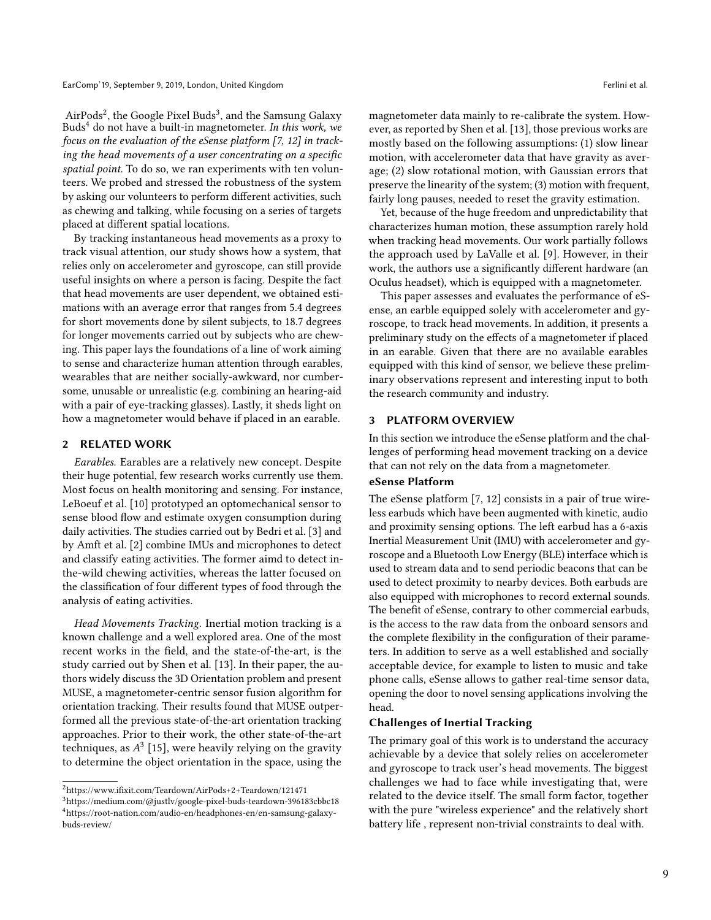AirPods[2], the Google Pixel Buds[3], and the Samsung Galaxy Buds[4] do not have a built-in magnetometer. *In this work, we focus on the evaluation of the eSense platform [7, 12] in tracking the head movements of a user concentrating on a specific spatial point.* To do so, we ran experiments with ten volunteers. We probed and stressed the robustness of the system by asking our volunteers to perform different activities, such as chewing and talking, while focusing on a series of targets placed at different spatial locations.

By tracking instantaneous head movements as a proxy to track visual attention, our study shows how a system, that relies only on accelerometer and gyroscope, can still provide useful insights on where a person is facing. Despite the fact that head movements are user dependent, we obtained estimations with an average error that ranges from 5.4 degrees for short movements done by silent subjects, to 18.7 degrees for longer movements carried out by subjects who are chewing. This paper lays the foundations of a line of work aiming to sense and characterize human attention through earables, wearables that are neither socially-awkward, nor cumbersome, unusable or unrealistic (e.g. combining an hearing-aid with a pair of eye-tracking glasses). Lastly, it sheds light on how a magnetometer would behave if placed in an earable.

## 2 RELATED WORK

*Earables.* Earables are a relatively new concept. Despite their huge potential, few research works currently use them. Most focus on health monitoring and sensing. For instance, LeBoeuf et al. [10] prototyped an optomechanical sensor to sense blood flow and estimate oxygen consumption during daily activities. The studies carried out by Bedri et al. [3] and by Amft et al. [2] combine IMUs and microphones to detect and classify eating activities. The former aimd to detect in-the-wild chewing activities, whereas the latter focused on the classification of four different types of food through the analysis of eating activities.

*Head Movements Tracking.* Inertial motion tracking is a known challenge and a well explored area. One of the most recent works in the field, and the state-of-the-art, is the study carried out by Shen et al. [13]. In their paper, the authors widely discuss the 3D Orientation problem and present MUSE, a magnetometer-centric sensor fusion algorithm for orientation tracking. Their results found that MUSE outperformed all the previous state-of-the-art orientation tracking approaches. Prior to their work, the other state-of-the-art techniques, as $A^3$ [15], were heavily relying on the gravity to determine the object orientation in the space, using the magnetometer data mainly to re-calibrate the system. However, as reported by Shen et al. [13], those previous works are mostly based on the following assumptions: (1) slow linear motion, with accelerometer data that have gravity as average; (2) slow rotational motion, with Gaussian errors that preserve the linearity of the system; (3) motion with frequent, fairly long pauses, needed to reset the gravity estimation.

Yet, because of the huge freedom and unpredictability that characterizes human motion, these assumption rarely hold when tracking head movements. Our work partially follows the approach used by LaValle et al. [9]. However, in their work, the authors use a significantly different hardware (an Oculus headset), which is equipped with a magnetometer.

This paper assesses and evaluates the performance of eSense, an earble equipped solely with accelerometer and gyroscope, to track head movements. In addition, it presents a preliminary study on the effects of a magnetometer if placed in an earable. Given that there are no available earables equipped with this kind of sensor, we believe these preliminary observations represent and interesting input to both the research community and industry.

## 3 PLATFORM OVERVIEW

In this section we introduce the eSense platform and the challenges of performing head movement tracking on a device that can not rely on the data from a magnetometer.

### eSense Platform

The eSense platform [7, 12] consists in a pair of true wireless earbuds which have been augmented with kinetic, audio and proximity sensing options. The left earbud has a 6-axis Inertial Measurement Unit (IMU) with accelerometer and gyroscope and a Bluetooth Low Energy (BLE) interface which is used to stream data and to send periodic beacons that can be used to detect proximity to nearby devices. Both earbuds are also equipped with microphones to record external sounds. The benefit of eSense, contrary to other commercial earbuds, is the access to the raw data from the onboard sensors and the complete flexibility in the configuration of their parameters. In addition to serve as a well established and socially acceptable device, for example to listen to music and take phone calls, eSense allows to gather real-time sensor data, opening the door to novel sensing applications involving the head.

### Challenges of Inertial Tracking

The primary goal of this work is to understand the accuracy achievable by a device that solely relies on accelerometer and gyroscope to track user's head movements. The biggest challenges we had to face while investigating that, were related to the device itself. The small form factor, together with the pure "wireless experience" and the relatively short battery life , represent non-trivial constraints to deal with.

[2] https://www.ifixit.com/Teardown/AirPods+2+Teardown/121471

[3] https://medium.com/@justlv/google-pixel-buds-teardown-396183cbbc18

[4] https://root-nation.com/audio-en/headphones-en/en-samsung-galaxy-buds-review/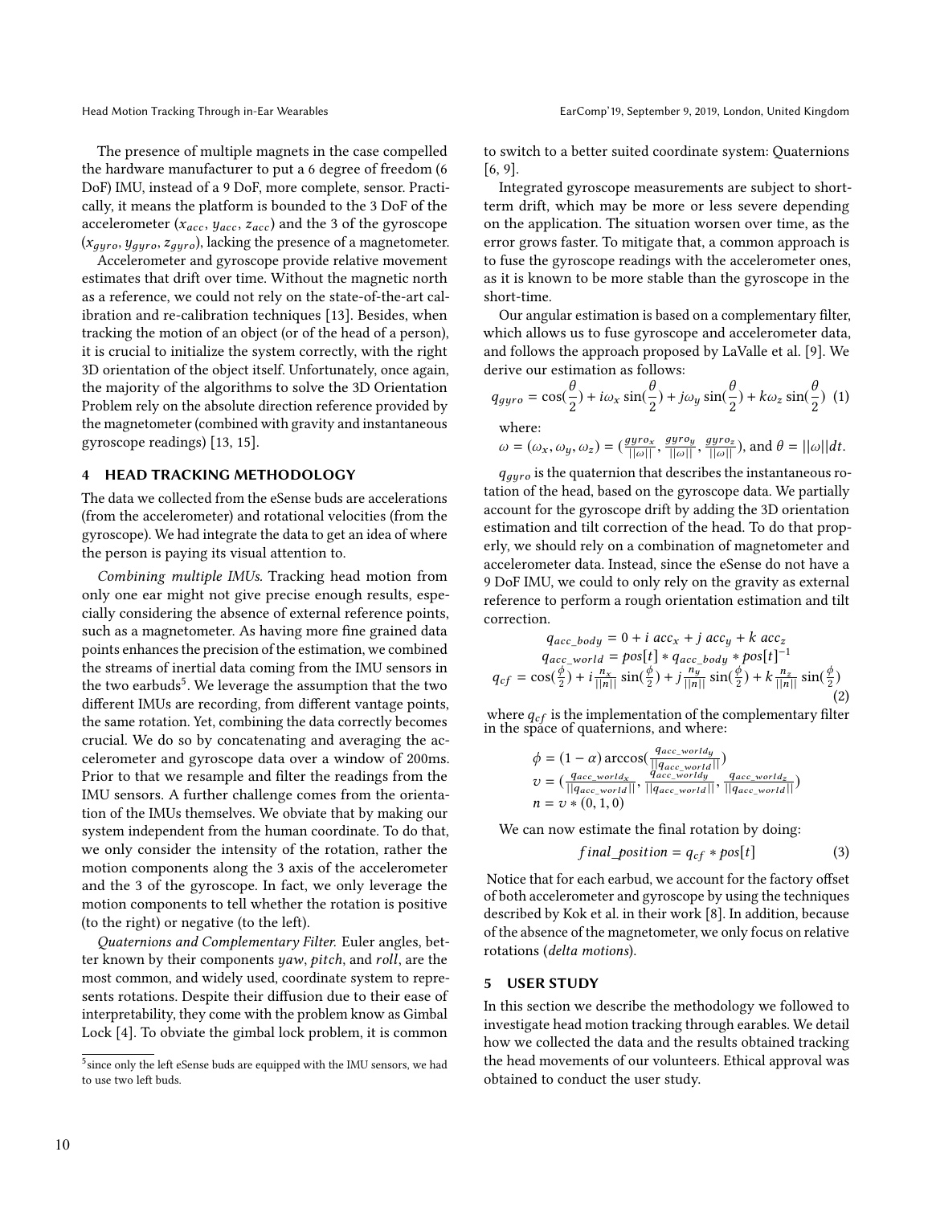The presence of multiple magnets in the case compelled the hardware manufacturer to put a 6 degree of freedom (6 DoF) IMU, instead of a 9 DoF, more complete, sensor. Practically, it means the platform is bounded to the 3 DoF of the accelerometer ($x_{acc}$, $y_{acc}$, $z_{acc}$) and the 3 of the gyroscope ($x_{gyro}$, $y_{gyro}$, $z_{gyro}$), lacking the presence of a magnetometer.

Accelerometer and gyroscope provide relative movement estimates that drift over time. Without the magnetic north as a reference, we could not rely on the state-of-the-art calibration and re-calibration techniques [13]. Besides, when tracking the motion of an object (or of the head of a person), it is crucial to initialize the system correctly, with the right 3D orientation of the object itself. Unfortunately, once again, the majority of the algorithms to solve the 3D Orientation Problem rely on the absolute direction reference provided by the magnetometer (combined with gravity and instantaneous gyroscope readings) [13, 15].

## 4 HEAD TRACKING METHODOLOGY

The data we collected from the eSense buds are accelerations (from the accelerometer) and rotational velocities (from the gyroscope). We had integrate the data to get an idea of where the person is paying its visual attention to.

*Combining multiple IMUs.* Tracking head motion from only one ear might not give precise enough results, especially considering the absence of external reference points, such as a magnetometer. As having more fine grained data points enhances the precision of the estimation, we combined the streams of inertial data coming from the IMU sensors in the two earbuds[5]. We leverage the assumption that the two different IMUs are recording, from different vantage points, the same rotation. Yet, combining the data correctly becomes crucial. We do so by concatenating and averaging the accelerometer and gyroscope data over a window of 200ms. Prior to that we resample and filter the readings from the IMU sensors. A further challenge comes from the orientation of the IMUs themselves. We obviate that by making our system independent from the human coordinate. To do that, we only consider the intensity of the rotation, rather the motion components along the 3 axis of the accelerometer and the 3 of the gyroscope. In fact, we only leverage the motion components to tell whether the rotation is positive (to the right) or negative (to the left).

*Quaternions and Complementary Filter.* Euler angles, better known by their components *yaw*, *pitch*, and *roll*, are the most common, and widely used, coordinate system to represents rotations. Despite their diffusion due to their ease of interpretability, they come with the problem know as Gimbal Lock [4]. To obviate the gimbal lock problem, it is common to switch to a better suited coordinate system: Quaternions [6, 9].

Integrated gyroscope measurements are subject to short-term drift, which may be more or less severe depending on the application. The situation worsen over time, as the error grows faster. To mitigate that, a common approach is to fuse the gyroscope readings with the accelerometer ones, as it is known to be more stable than the gyroscope in the short-time.

Our angular estimation is based on a complementary filter, which allows us to fuse gyroscope and accelerometer data, and follows the approach proposed by LaValle et al. [9]. We derive our estimation as follows:

$$q_{gyro} = \cos(\frac{\theta}{2}) + i\omega_x \sin(\frac{\theta}{2}) + j\omega_y \sin(\frac{\theta}{2}) + k\omega_z \sin(\frac{\theta}{2}) \quad (1)$$

where:

$\omega = (\omega_x, \omega_y, \omega_z) = (\frac{gyro_x}{||\omega||}, \frac{gyro_y}{||\omega||}, \frac{gyro_z}{||\omega||})$, and $\theta = ||\omega||dt$.

$q_{gyro}$ is the quaternion that describes the instantaneous rotation of the head, based on the gyroscope data. We partially account for the gyroscope drift by adding the 3D orientation estimation and tilt correction of the head. To do that properly, we should rely on a combination of magnetometer and accelerometer data. Instead, since the eSense do not have a 9 DoF IMU, we could to only rely on the gravity as external reference to perform a rough orientation estimation and tilt correction.

$$\begin{gathered} q_{acc\_body} = 0 + i\ acc_x + j\ acc_y + k\ acc_z \\ q_{acc\_world} = pos[t] * q_{acc\_body} * pos[t]^{-1} \\ q_{cf} = \cos(\frac{\phi}{2}) + i\frac{n_x}{||n||}\sin(\frac{\phi}{2}) + j\frac{n_y}{||n||}\sin(\frac{\phi}{2}) + k\frac{n_z}{||n||}\sin(\frac{\phi}{2}) \end{gathered} \quad (2)$$

where $q_{cf}$ is the implementation of the complementary filter in the space of quaternions, and where:

$$\begin{aligned} &\phi = (1-\alpha)\arccos(\frac{q_{acc\_world_y}}{||q_{acc\_world}||}) \\ &v = (\frac{q_{acc\_world_x}}{||q_{acc\_world}||}, \frac{q_{acc\_world_y}}{||q_{acc\_world}||}, \frac{q_{acc\_world_z}}{||q_{acc\_world}||}) \\ &n = v * (0, 1, 0) \end{aligned}$$

We can now estimate the final rotation by doing:

$$final\_position = q_{cf} * pos[t] \quad (3)$$

Notice that for each earbud, we account for the factory offset of both accelerometer and gyroscope by using the techniques described by Kok et al. in their work [8]. In addition, because of the absence of the magnetometer, we only focus on relative rotations (*delta motions*).

## 5 USER STUDY

In this section we describe the methodology we followed to investigate head motion tracking through earables. We detail how we collected the data and the results obtained tracking the head movements of our volunteers. Ethical approval was obtained to conduct the user study.

[5] since only the left eSense buds are equipped with the IMU sensors, we had to use two left buds.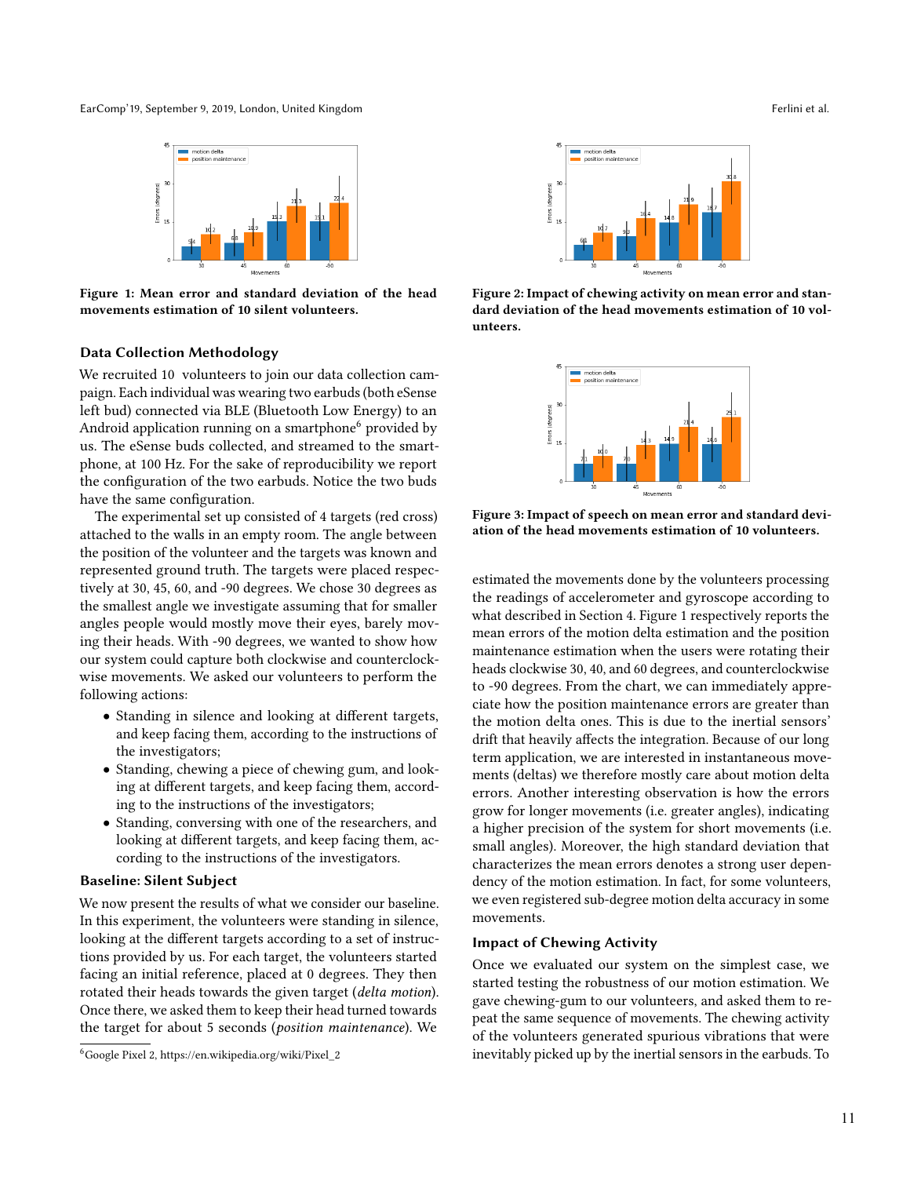Figure 1: Mean error and standard deviation of the head movements estimation of 10 silent volunteers.

## Data Collection Methodology

We recruited 10 volunteers to join our data collection campaign. Each individual was wearing two earbuds (both eSense left bud) connected via BLE (Bluetooth Low Energy) to an Android application running on a smartphone[6] provided by us. The eSense buds collected, and streamed to the smartphone, at 100 Hz. For the sake of reproducibility we report the configuration of the two earbuds. Notice the two buds have the same configuration.

The experimental set up consisted of 4 targets (red cross) attached to the walls in an empty room. The angle between the position of the volunteer and the targets was known and represented ground truth. The targets were placed respectively at 30, 45, 60, and -90 degrees. We chose 30 degrees as the smallest angle we investigate assuming that for smaller angles people would mostly move their eyes, barely moving their heads. With -90 degrees, we wanted to show how our system could capture both clockwise and counterclockwise movements. We asked our volunteers to perform the following actions:

- Standing in silence and looking at different targets, and keep facing them, according to the instructions of the investigators;
- Standing, chewing a piece of chewing gum, and looking at different targets, and keep facing them, according to the instructions of the investigators;
- Standing, conversing with one of the researchers, and looking at different targets, and keep facing them, according to the instructions of the investigators.

## Baseline: Silent Subject

We now present the results of what we consider our baseline. In this experiment, the volunteers were standing in silence, looking at the different targets according to a set of instructions provided by us. For each target, the volunteers started facing an initial reference, placed at 0 degrees. They then rotated their heads towards the given target (*delta motion*). Once there, we asked them to keep their head turned towards the target for about 5 seconds (*position maintenance*). We estimated the movements done by the volunteers processing the readings of accelerometer and gyroscope according to what described in Section 4. Figure 1 respectively reports the mean errors of the motion delta estimation and the position maintenance estimation when the users were rotating their heads clockwise 30, 40, and 60 degrees, and counterclockwise to -90 degrees. From the chart, we can immediately appreciate how the position maintenance errors are greater than the motion delta ones. This is due to the inertial sensors' drift that heavily affects the integration. Because of our long term application, we are interested in instantaneous movements (deltas) we therefore mostly care about motion delta errors. Another interesting observation is how the errors grow for longer movements (i.e. greater angles), indicating a higher precision of the system for short movements (i.e. small angles). Moreover, the high standard deviation that characterizes the mean errors denotes a strong user dependency of the motion estimation. In fact, for some volunteers, we even registered sub-degree motion delta accuracy in some movements.

[6] Google Pixel 2, https://en.wikipedia.org/wiki/Pixel_2

Figure 2: Impact of chewing activity on mean error and standard deviation of the head movements estimation of 10 volunteers.

Figure 3: Impact of speech on mean error and standard deviation of the head movements estimation of 10 volunteers.

## Impact of Chewing Activity

Once we evaluated our system on the simplest case, we started testing the robustness of our motion estimation. We gave chewing-gum to our volunteers, and asked them to repeat the same sequence of movements. The chewing activity of the volunteers generated spurious vibrations that were inevitably picked up by the inertial sensors in the earbuds. To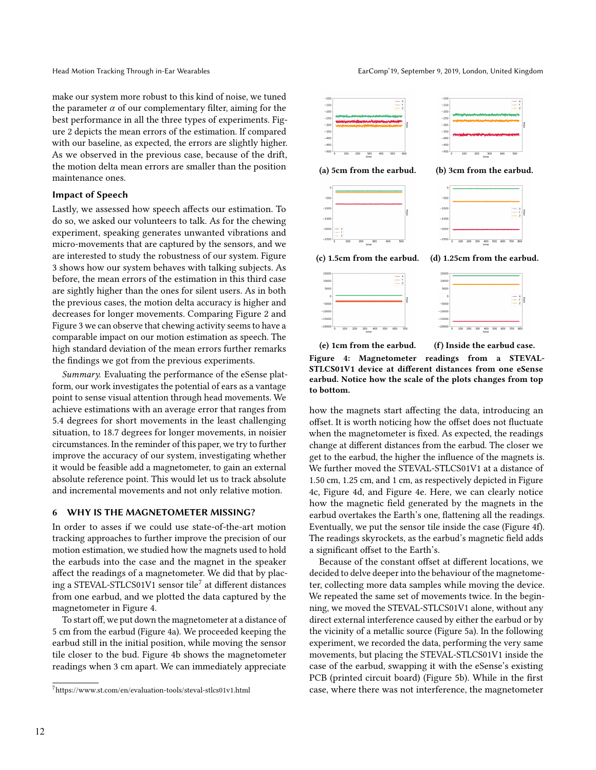make our system more robust to this kind of noise, we tuned the parameter $\alpha$ of our complementary filter, aiming for the best performance in all the three types of experiments. Figure 2 depicts the mean errors of the estimation. If compared with our baseline, as expected, the errors are slightly higher. As we observed in the previous case, because of the drift, the motion delta mean errors are smaller than the position maintenance ones.

### Impact of Speech

Lastly, we assessed how speech affects our estimation. To do so, we asked our volunteers to talk. As for the chewing experiment, speaking generates unwanted vibrations and micro-movements that are captured by the sensors, and we are interested to study the robustness of our system. Figure 3 shows how our system behaves with talking subjects. As before, the mean errors of the estimation in this third case are sightly higher than the ones for silent users. As in both the previous cases, the motion delta accuracy is higher and decreases for longer movements. Comparing Figure 2 and Figure 3 we can observe that chewing activity seems to have a comparable impact on our motion estimation as speech. The high standard deviation of the mean errors further remarks the findings we got from the previous experiments.

*Summary.* Evaluating the performance of the eSense platform, our work investigates the potential of ears as a vantage point to sense visual attention through head movements. We achieve estimations with an average error that ranges from 5.4 degrees for short movements in the least challenging situation, to 18.7 degrees for longer movements, in noisier circumstances. In the reminder of this paper, we try to further improve the accuracy of our system, investigating whether it would be feasible add a magnetometer, to gain an external absolute reference point. This would let us to track absolute and incremental movements and not only relative motion.

## 6 WHY IS THE MAGNETOMETER MISSING?

In order to asses if we could use state-of-the-art motion tracking approaches to further improve the precision of our motion estimation, we studied how the magnets used to hold the earbuds into the case and the magnet in the speaker affect the readings of a magnetometer. We did that by placing a STEVAL-STLCS01V1 sensor tile[7] at different distances from one earbud, and we plotted the data captured by the magnetometer in Figure 4.

To start off, we put down the magnetometer at a distance of 5 cm from the earbud (Figure 4a). We proceeded keeping the earbud still in the initial position, while moving the sensor tile closer to the bud. Figure 4b shows the magnetometer readings when 3 cm apart. We can immediately appreciate how the magnets start affecting the data, introducing an offset. It is worth noticing how the offset does not fluctuate when the magnetometer is fixed. As expected, the readings change at different distances from the earbud. The closer we get to the earbud, the higher the influence of the magnets is. We further moved the STEVAL-STLCS01V1 at a distance of 1.50 cm, 1.25 cm, and 1 cm, as respectively depicted in Figure 4c, Figure 4d, and Figure 4e. Here, we can clearly notice how the magnetic field generated by the magnets in the earbud overtakes the Earth's one, flattening all the readings. Eventually, we put the sensor tile inside the case (Figure 4f). The readings skyrockets, as the earbud's magnetic field adds a significant offset to the Earth's.

(a) 5cm from the earbud.

(b) 3cm from the earbud.

(c) 1.5cm from the earbud.

(d) 1.25cm from the earbud.

(e) 1cm from the earbud.

(f) Inside the earbud case.

**Figure 4: Magnetometer readings from a STEVAL-STLCS01V1 device at different distances from one eSense earbud. Notice how the scale of the plots changes from top to bottom.**

Because of the constant offset at different locations, we decided to delve deeper into the behaviour of the magnetometer, collecting more data samples while moving the device. We repeated the same set of movements twice. In the beginning, we moved the STEVAL-STLCS01V1 alone, without any direct external interference caused by either the earbud or by the vicinity of a metallic source (Figure 5a). In the following experiment, we recorded the data, performing the very same movements, but placing the STEVAL-STLCS01V1 inside the case of the earbud, swapping it with the eSense's existing PCB (printed circuit board) (Figure 5b). While in the first case, where there was not interference, the magnetometer

[7] https://www.st.com/en/evaluation-tools/steval-stlcs01v1.html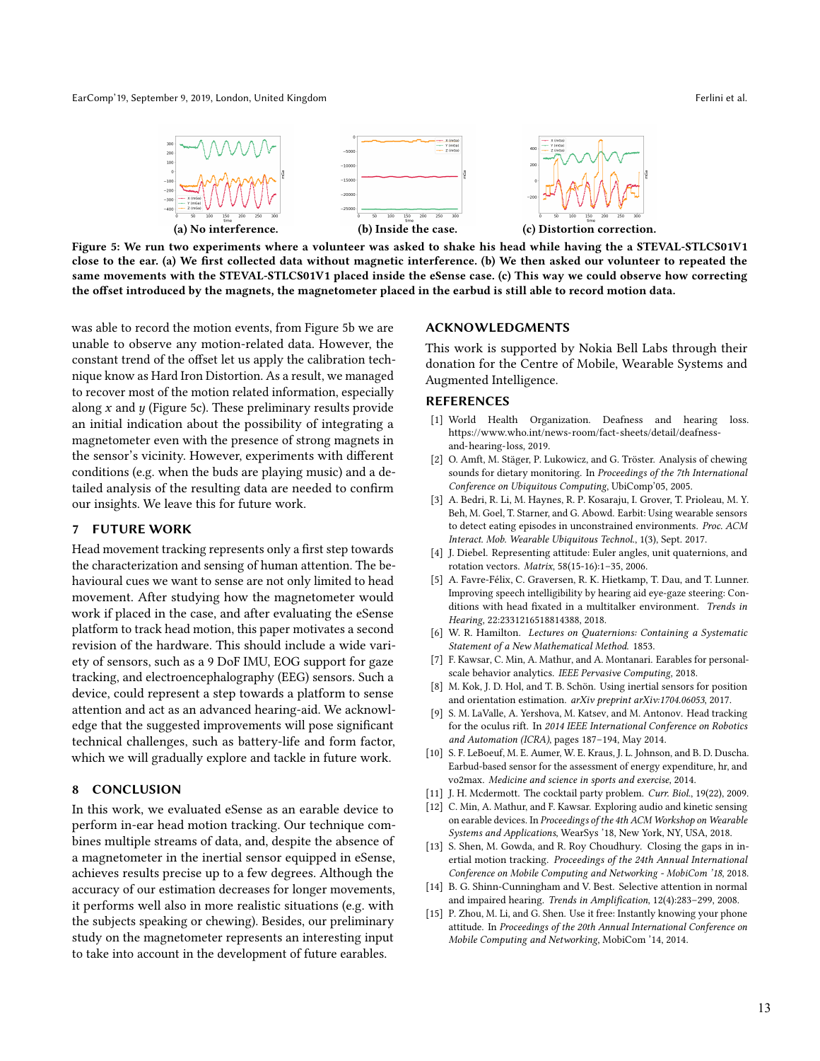300
200
100
0
−100
−200
−300
−400
0 50 100 150 200 250 300
time
X (mGa)
Y (mGa)
Z (mGa)

(a) No interference.

−5000
−10000
−15000
−20000
−25000
0 50 100 150 200 250 300
time
mGa
X (mGa)
Y (mGa)
Z (mGa)

(b) Inside the case.

400
200
0
−200
0 50 100 150 200 250 300
time
mGa
X (mGa)
Y (mGa)
Z (mGa)

(c) Distortion correction.

**Figure 5: We run two experiments where a volunteer was asked to shake his head while having the a STEVAL-STLCS01V1 close to the ear. (a) We first collected data without magnetic interference. (b) We then asked our volunteer to repeated the same movements with the STEVAL-STLCS01V1 placed inside the eSense case. (c) This way we could observe how correcting the offset introduced by the magnets, the magnetometer placed in the earbud is still able to record motion data.**

was able to record the motion events, from Figure 5b we are unable to observe any motion-related data. However, the constant trend of the offset let us apply the calibration technique know as Hard Iron Distortion. As a result, we managed to recover most of the motion related information, especially along $x$ and $y$ (Figure 5c). These preliminary results provide an initial indication about the possibility of integrating a magnetometer even with the presence of strong magnets in the sensor's vicinity. However, experiments with different conditions (e.g. when the buds are playing music) and a detailed analysis of the resulting data are needed to confirm our insights. We leave this for future work.

## 7 FUTURE WORK

Head movement tracking represents only a first step towards the characterization and sensing of human attention. The behavioural cues we want to sense are not only limited to head movement. After studying how the magnetometer would work if placed in the case, and after evaluating the eSense platform to track head motion, this paper motivates a second revision of the hardware. This should include a wide variety of sensors, such as a 9 DoF IMU, EOG support for gaze tracking, and electroencephalography (EEG) sensors. Such a device, could represent a step towards a platform to sense attention and act as an advanced hearing-aid. We acknowledge that the suggested improvements will pose significant technical challenges, such as battery-life and form factor, which we will gradually explore and tackle in future work.

## 8 CONCLUSION

In this work, we evaluated eSense as an earable device to perform in-ear head motion tracking. Our technique combines multiple streams of data, and, despite the absence of a magnetometer in the inertial sensor equipped in eSense, achieves results precise up to a few degrees. Although the accuracy of our estimation decreases for longer movements, it performs well also in more realistic situations (e.g. with the subjects speaking or chewing). Besides, our preliminary study on the magnetometer represents an interesting input to take into account in the development of future earables.

## ACKNOWLEDGMENTS

This work is supported by Nokia Bell Labs through their donation for the Centre of Mobile, Wearable Systems and Augmented Intelligence.

## REFERENCES

[1] World Health Organization. Deafness and hearing loss. https://www.who.int/news-room/fact-sheets/detail/deafness-and-hearing-loss, 2019.

[2] O. Amft, M. Stäger, P. Lukowicz, and G. Tröster. Analysis of chewing sounds for dietary monitoring. In *Proceedings of the 7th International Conference on Ubiquitous Computing*, UbiComp'05, 2005.

[3] A. Bedri, R. Li, M. Haynes, R. P. Kosaraju, I. Grover, T. Prioleau, M. Y. Beh, M. Goel, T. Starner, and G. Abowd. Earbit: Using wearable sensors to detect eating episodes in unconstrained environments. *Proc. ACM Interact. Mob. Wearable Ubiquitous Technol.*, 1(3), Sept. 2017.

[4] J. Diebel. Representing attitude: Euler angles, unit quaternions, and rotation vectors. *Matrix*, 58(15-16):1–35, 2006.

[5] A. Favre-Félix, C. Graversen, R. K. Hietkamp, T. Dau, and T. Lunner. Improving speech intelligibility by hearing aid eye-gaze steering: Conditions with head fixated in a multitalker environment. *Trends in Hearing*, 22:2331216518814388, 2018.

[6] W. R. Hamilton. *Lectures on Quaternions: Containing a Systematic Statement of a New Mathematical Method*. 1853.

[7] F. Kawsar, C. Min, A. Mathur, and A. Montanari. Earables for personal-scale behavior analytics. *IEEE Pervasive Computing*, 2018.

[8] M. Kok, J. D. Hol, and T. B. Schön. Using inertial sensors for position and orientation estimation. *arXiv preprint arXiv:1704.06053*, 2017.

[9] S. M. LaValle, A. Yershova, M. Katsev, and M. Antonov. Head tracking for the oculus rift. In *2014 IEEE International Conference on Robotics and Automation (ICRA)*, pages 187–194, May 2014.

[10] S. F. LeBoeuf, M. E. Aumer, W. E. Kraus, J. L. Johnson, and B. D. Duscha. Earbud-based sensor for the assessment of energy expenditure, hr, and vo2max. *Medicine and science in sports and exercise*, 2014.

[11] J. H. Mcdermott. The cocktail party problem. *Curr. Biol.*, 19(22), 2009.

[12] C. Min, A. Mathur, and F. Kawsar. Exploring audio and kinetic sensing on earable devices. In *Proceedings of the 4th ACM Workshop on Wearable Systems and Applications*, WearSys '18, New York, NY, USA, 2018.

[13] S. Shen, M. Gowda, and R. Roy Choudhury. Closing the gaps in inertial motion tracking. *Proceedings of the 24th Annual International Conference on Mobile Computing and Networking - MobiCom '18*, 2018.

[14] B. G. Shinn-Cunningham and V. Best. Selective attention in normal and impaired hearing. *Trends in Amplification*, 12(4):283–299, 2008.

[15] P. Zhou, M. Li, and G. Shen. Use it free: Instantly knowing your phone attitude. In *Proceedings of the 20th Annual International Conference on Mobile Computing and Networking*, MobiCom '14, 2014.